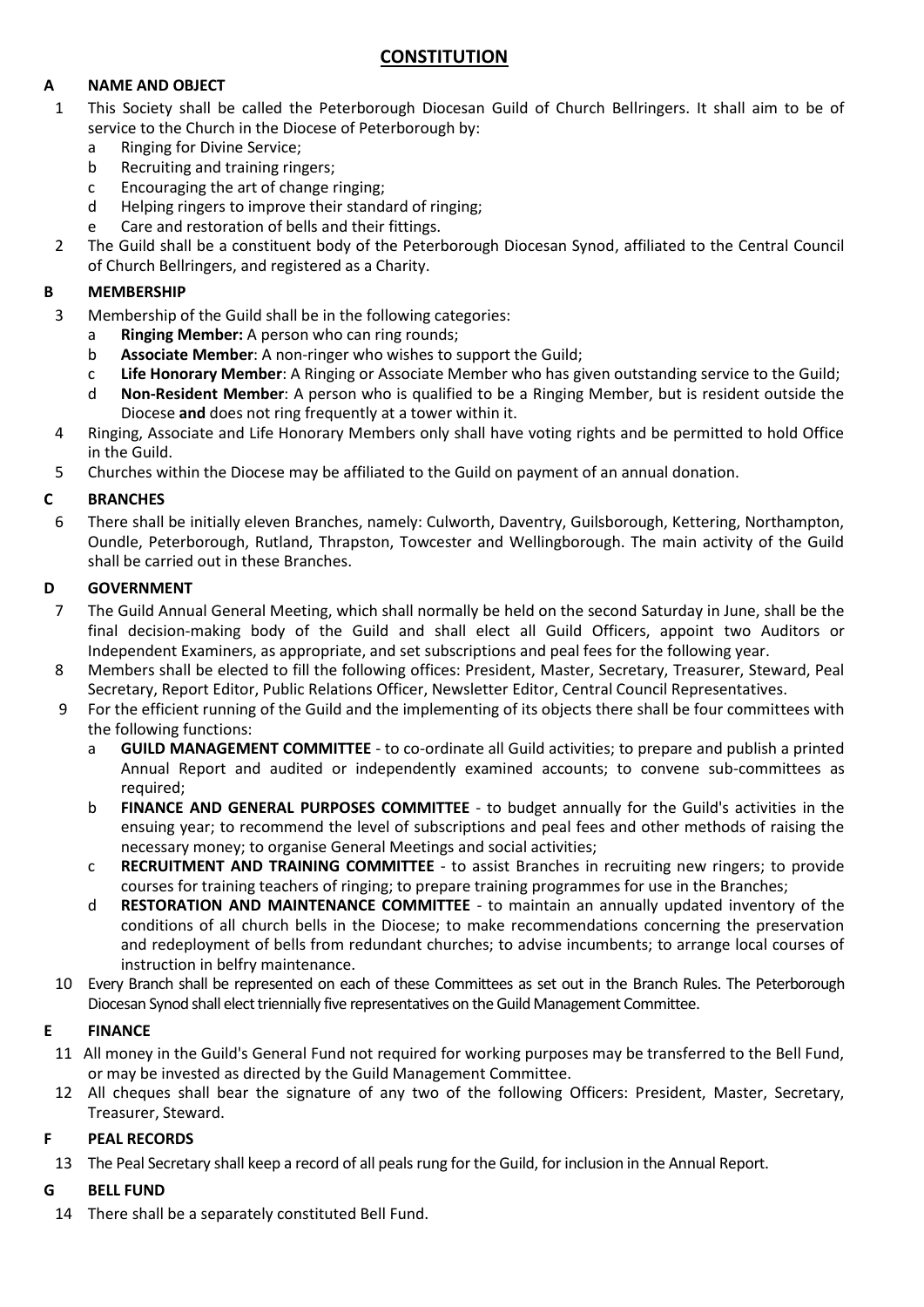# CONSTITUTION

## A NAME AND OBJECT

1 This Society shall be called the Peterborough Diocesan Guild of Church Bellringers. It shall aim to be of service to the Church in the Diocese of Peterborough by:

  a Ringing for Divine Service;
  b Recruiting and training ringers;
  c Encouraging the art of change ringing;
  d Helping ringers to improve their standard of ringing;
  e Care and restoration of bells and their fittings.

2 The Guild shall be a constituent body of the Peterborough Diocesan Synod, affiliated to the Central Council of Church Bellringers, and registered as a Charity.

## B MEMBERSHIP

3 Membership of the Guild shall be in the following categories:

  a **Ringing Member:** A person who can ring rounds;
  b **Associate Member**: A non-ringer who wishes to support the Guild;
  c **Life Honorary Member**: A Ringing or Associate Member who has given outstanding service to the Guild;
  d **Non-Resident Member**: A person who is qualified to be a Ringing Member, but is resident outside the Diocese **and** does not ring frequently at a tower within it.

4 Ringing, Associate and Life Honorary Members only shall have voting rights and be permitted to hold Office in the Guild.

5 Churches within the Diocese may be affiliated to the Guild on payment of an annual donation.

## C BRANCHES

6 There shall be initially eleven Branches, namely: Culworth, Daventry, Guilsborough, Kettering, Northampton, Oundle, Peterborough, Rutland, Thrapston, Towcester and Wellingborough. The main activity of the Guild shall be carried out in these Branches.

## D GOVERNMENT

7 The Guild Annual General Meeting, which shall normally be held on the second Saturday in June, shall be the final decision-making body of the Guild and shall elect all Guild Officers, appoint two Auditors or Independent Examiners, as appropriate, and set subscriptions and peal fees for the following year.

8 Members shall be elected to fill the following offices: President, Master, Secretary, Treasurer, Steward, Peal Secretary, Report Editor, Public Relations Officer, Newsletter Editor, Central Council Representatives.

9 For the efficient running of the Guild and the implementing of its objects there shall be four committees with the following functions:

  a **GUILD MANAGEMENT COMMITTEE** - to co-ordinate all Guild activities; to prepare and publish a printed Annual Report and audited or independently examined accounts; to convene sub-committees as required;
  b **FINANCE AND GENERAL PURPOSES COMMITTEE** - to budget annually for the Guild's activities in the ensuing year; to recommend the level of subscriptions and peal fees and other methods of raising the necessary money; to organise General Meetings and social activities;
  c **RECRUITMENT AND TRAINING COMMITTEE** - to assist Branches in recruiting new ringers; to provide courses for training teachers of ringing; to prepare training programmes for use in the Branches;
  d **RESTORATION AND MAINTENANCE COMMITTEE** - to maintain an annually updated inventory of the conditions of all church bells in the Diocese; to make recommendations concerning the preservation and redeployment of bells from redundant churches; to advise incumbents; to arrange local courses of instruction in belfry maintenance.

10 Every Branch shall be represented on each of these Committees as set out in the Branch Rules. The Peterborough Diocesan Synod shall elect triennially five representatives on the Guild Management Committee.

## E FINANCE

11 All money in the Guild's General Fund not required for working purposes may be transferred to the Bell Fund, or may be invested as directed by the Guild Management Committee.

12 All cheques shall bear the signature of any two of the following Officers: President, Master, Secretary, Treasurer, Steward.

## F PEAL RECORDS

13 The Peal Secretary shall keep a record of all peals rung for the Guild, for inclusion in the Annual Report.

## G BELL FUND

14 There shall be a separately constituted Bell Fund.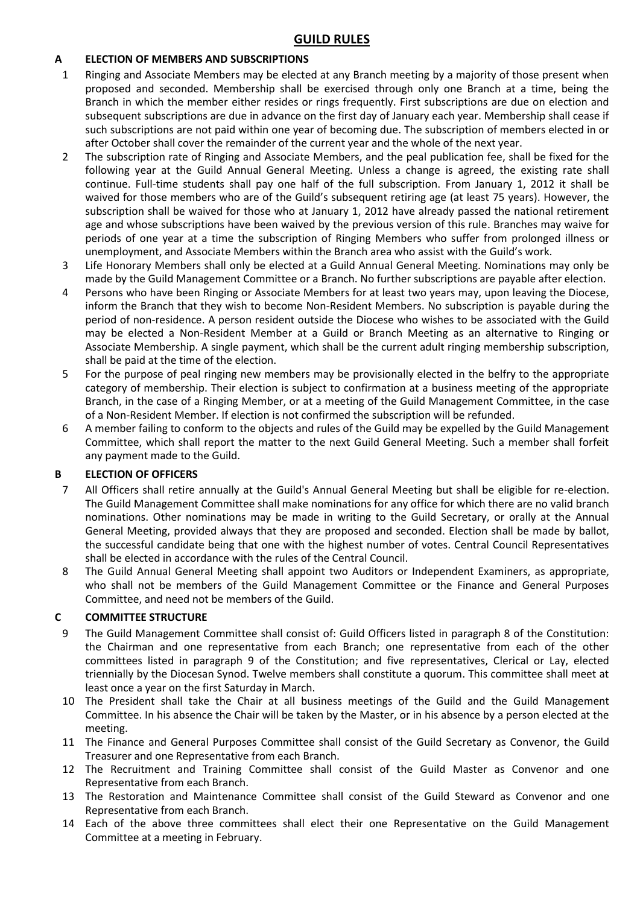# GUILD RULES

## A ELECTION OF MEMBERS AND SUBSCRIPTIONS

1. Ringing and Associate Members may be elected at any Branch meeting by a majority of those present when proposed and seconded. Membership shall be exercised through only one Branch at a time, being the Branch in which the member either resides or rings frequently. First subscriptions are due on election and subsequent subscriptions are due in advance on the first day of January each year. Membership shall cease if such subscriptions are not paid within one year of becoming due. The subscription of members elected in or after October shall cover the remainder of the current year and the whole of the next year.
2. The subscription rate of Ringing and Associate Members, and the peal publication fee, shall be fixed for the following year at the Guild Annual General Meeting. Unless a change is agreed, the existing rate shall continue. Full-time students shall pay one half of the full subscription. From January 1, 2012 it shall be waived for those members who are of the Guild's subsequent retiring age (at least 75 years). However, the subscription shall be waived for those who at January 1, 2012 have already passed the national retirement age and whose subscriptions have been waived by the previous version of this rule. Branches may waive for periods of one year at a time the subscription of Ringing Members who suffer from prolonged illness or unemployment, and Associate Members within the Branch area who assist with the Guild's work.
3. Life Honorary Members shall only be elected at a Guild Annual General Meeting. Nominations may only be made by the Guild Management Committee or a Branch. No further subscriptions are payable after election.
4. Persons who have been Ringing or Associate Members for at least two years may, upon leaving the Diocese, inform the Branch that they wish to become Non-Resident Members. No subscription is payable during the period of non-residence. A person resident outside the Diocese who wishes to be associated with the Guild may be elected a Non-Resident Member at a Guild or Branch Meeting as an alternative to Ringing or Associate Membership. A single payment, which shall be the current adult ringing membership subscription, shall be paid at the time of the election.
5. For the purpose of peal ringing new members may be provisionally elected in the belfry to the appropriate category of membership. Their election is subject to confirmation at a business meeting of the appropriate Branch, in the case of a Ringing Member, or at a meeting of the Guild Management Committee, in the case of a Non-Resident Member. If election is not confirmed the subscription will be refunded.
6. A member failing to conform to the objects and rules of the Guild may be expelled by the Guild Management Committee, which shall report the matter to the next Guild General Meeting. Such a member shall forfeit any payment made to the Guild.

## B ELECTION OF OFFICERS

7. All Officers shall retire annually at the Guild's Annual General Meeting but shall be eligible for re-election. The Guild Management Committee shall make nominations for any office for which there are no valid branch nominations. Other nominations may be made in writing to the Guild Secretary, or orally at the Annual General Meeting, provided always that they are proposed and seconded. Election shall be made by ballot, the successful candidate being that one with the highest number of votes. Central Council Representatives shall be elected in accordance with the rules of the Central Council.
8. The Guild Annual General Meeting shall appoint two Auditors or Independent Examiners, as appropriate, who shall not be members of the Guild Management Committee or the Finance and General Purposes Committee, and need not be members of the Guild.

## C COMMITTEE STRUCTURE

9. The Guild Management Committee shall consist of: Guild Officers listed in paragraph 8 of the Constitution: the Chairman and one representative from each Branch; one representative from each of the other committees listed in paragraph 9 of the Constitution; and five representatives, Clerical or Lay, elected triennially by the Diocesan Synod. Twelve members shall constitute a quorum. This committee shall meet at least once a year on the first Saturday in March.
10. The President shall take the Chair at all business meetings of the Guild and the Guild Management Committee. In his absence the Chair will be taken by the Master, or in his absence by a person elected at the meeting.
11. The Finance and General Purposes Committee shall consist of the Guild Secretary as Convenor, the Guild Treasurer and one Representative from each Branch.
12. The Recruitment and Training Committee shall consist of the Guild Master as Convenor and one Representative from each Branch.
13. The Restoration and Maintenance Committee shall consist of the Guild Steward as Convenor and one Representative from each Branch.
14. Each of the above three committees shall elect their one Representative on the Guild Management Committee at a meeting in February.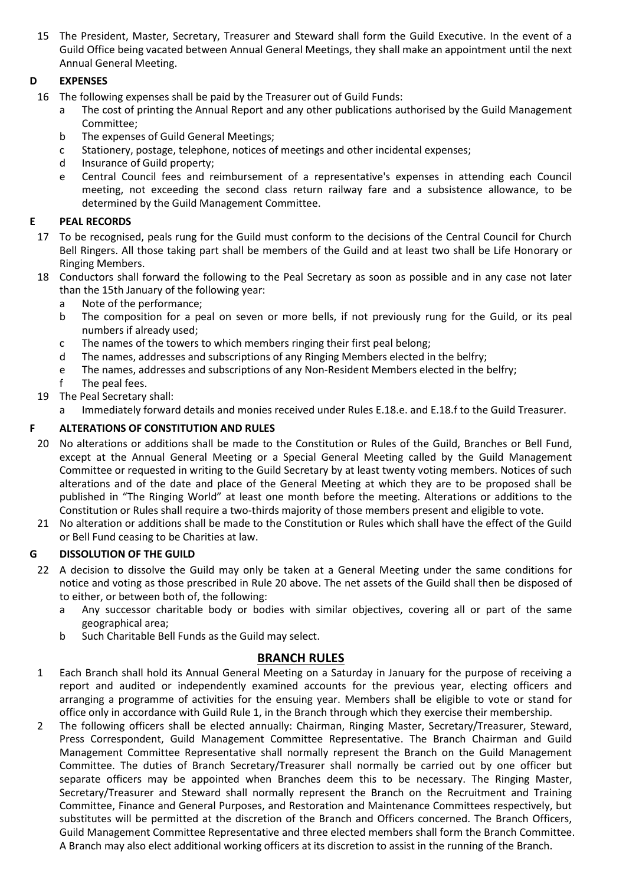15 The President, Master, Secretary, Treasurer and Steward shall form the Guild Executive. In the event of a Guild Office being vacated between Annual General Meetings, they shall make an appointment until the next Annual General Meeting.

## D EXPENSES

16 The following expenses shall be paid by the Treasurer out of Guild Funds:

- a The cost of printing the Annual Report and any other publications authorised by the Guild Management Committee;
- b The expenses of Guild General Meetings;
- c Stationery, postage, telephone, notices of meetings and other incidental expenses;
- d Insurance of Guild property;
- e Central Council fees and reimbursement of a representative's expenses in attending each Council meeting, not exceeding the second class return railway fare and a subsistence allowance, to be determined by the Guild Management Committee.

## E PEAL RECORDS

17 To be recognised, peals rung for the Guild must conform to the decisions of the Central Council for Church Bell Ringers. All those taking part shall be members of the Guild and at least two shall be Life Honorary or Ringing Members.

18 Conductors shall forward the following to the Peal Secretary as soon as possible and in any case not later than the 15th January of the following year:

- a Note of the performance;
- b The composition for a peal on seven or more bells, if not previously rung for the Guild, or its peal numbers if already used;
- c The names of the towers to which members ringing their first peal belong;
- d The names, addresses and subscriptions of any Ringing Members elected in the belfry;
- e The names, addresses and subscriptions of any Non-Resident Members elected in the belfry;
- f The peal fees.

19 The Peal Secretary shall:

- a Immediately forward details and monies received under Rules E.18.e. and E.18.f to the Guild Treasurer.

## F ALTERATIONS OF CONSTITUTION AND RULES

20 No alterations or additions shall be made to the Constitution or Rules of the Guild, Branches or Bell Fund, except at the Annual General Meeting or a Special General Meeting called by the Guild Management Committee or requested in writing to the Guild Secretary by at least twenty voting members. Notices of such alterations and of the date and place of the General Meeting at which they are to be proposed shall be published in "The Ringing World" at least one month before the meeting. Alterations or additions to the Constitution or Rules shall require a two-thirds majority of those members present and eligible to vote.

21 No alteration or additions shall be made to the Constitution or Rules which shall have the effect of the Guild or Bell Fund ceasing to be Charities at law.

## G DISSOLUTION OF THE GUILD

22 A decision to dissolve the Guild may only be taken at a General Meeting under the same conditions for notice and voting as those prescribed in Rule 20 above. The net assets of the Guild shall then be disposed of to either, or between both of, the following:

- a Any successor charitable body or bodies with similar objectives, covering all or part of the same geographical area;
- b Such Charitable Bell Funds as the Guild may select.

## BRANCH RULES

1 Each Branch shall hold its Annual General Meeting on a Saturday in January for the purpose of receiving a report and audited or independently examined accounts for the previous year, electing officers and arranging a programme of activities for the ensuing year. Members shall be eligible to vote or stand for office only in accordance with Guild Rule 1, in the Branch through which they exercise their membership.

2 The following officers shall be elected annually: Chairman, Ringing Master, Secretary/Treasurer, Steward, Press Correspondent, Guild Management Committee Representative. The Branch Chairman and Guild Management Committee Representative shall normally represent the Branch on the Guild Management Committee. The duties of Branch Secretary/Treasurer shall normally be carried out by one officer but separate officers may be appointed when Branches deem this to be necessary. The Ringing Master, Secretary/Treasurer and Steward shall normally represent the Branch on the Recruitment and Training Committee, Finance and General Purposes, and Restoration and Maintenance Committees respectively, but substitutes will be permitted at the discretion of the Branch and Officers concerned. The Branch Officers, Guild Management Committee Representative and three elected members shall form the Branch Committee. A Branch may also elect additional working officers at its discretion to assist in the running of the Branch.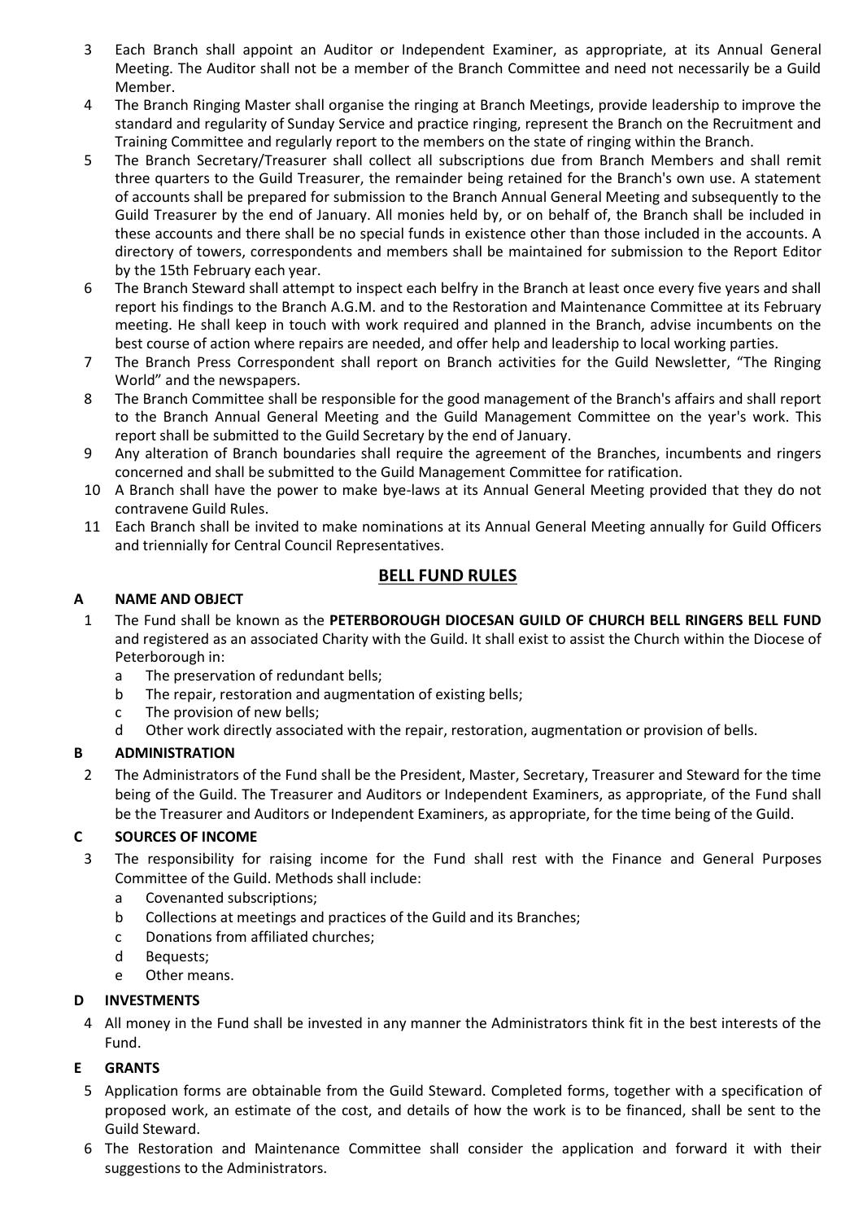3 Each Branch shall appoint an Auditor or Independent Examiner, as appropriate, at its Annual General Meeting. The Auditor shall not be a member of the Branch Committee and need not necessarily be a Guild Member.

4 The Branch Ringing Master shall organise the ringing at Branch Meetings, provide leadership to improve the standard and regularity of Sunday Service and practice ringing, represent the Branch on the Recruitment and Training Committee and regularly report to the members on the state of ringing within the Branch.

5 The Branch Secretary/Treasurer shall collect all subscriptions due from Branch Members and shall remit three quarters to the Guild Treasurer, the remainder being retained for the Branch's own use. A statement of accounts shall be prepared for submission to the Branch Annual General Meeting and subsequently to the Guild Treasurer by the end of January. All monies held by, or on behalf of, the Branch shall be included in these accounts and there shall be no special funds in existence other than those included in the accounts. A directory of towers, correspondents and members shall be maintained for submission to the Report Editor by the 15th February each year.

6 The Branch Steward shall attempt to inspect each belfry in the Branch at least once every five years and shall report his findings to the Branch A.G.M. and to the Restoration and Maintenance Committee at its February meeting. He shall keep in touch with work required and planned in the Branch, advise incumbents on the best course of action where repairs are needed, and offer help and leadership to local working parties.

7 The Branch Press Correspondent shall report on Branch activities for the Guild Newsletter, "The Ringing World" and the newspapers.

8 The Branch Committee shall be responsible for the good management of the Branch's affairs and shall report to the Branch Annual General Meeting and the Guild Management Committee on the year's work. This report shall be submitted to the Guild Secretary by the end of January.

9 Any alteration of Branch boundaries shall require the agreement of the Branches, incumbents and ringers concerned and shall be submitted to the Guild Management Committee for ratification.

10 A Branch shall have the power to make bye-laws at its Annual General Meeting provided that they do not contravene Guild Rules.

11 Each Branch shall be invited to make nominations at its Annual General Meeting annually for Guild Officers and triennially for Central Council Representatives.

## BELL FUND RULES

### A NAME AND OBJECT

1 The Fund shall be known as the **PETERBOROUGH DIOCESAN GUILD OF CHURCH BELL RINGERS BELL FUND** and registered as an associated Charity with the Guild. It shall exist to assist the Church within the Diocese of Peterborough in:

- a The preservation of redundant bells;
- b The repair, restoration and augmentation of existing bells;
- c The provision of new bells;
- d Other work directly associated with the repair, restoration, augmentation or provision of bells.

### B ADMINISTRATION

2 The Administrators of the Fund shall be the President, Master, Secretary, Treasurer and Steward for the time being of the Guild. The Treasurer and Auditors or Independent Examiners, as appropriate, of the Fund shall be the Treasurer and Auditors or Independent Examiners, as appropriate, for the time being of the Guild.

### C SOURCES OF INCOME

3 The responsibility for raising income for the Fund shall rest with the Finance and General Purposes Committee of the Guild. Methods shall include:

- a Covenanted subscriptions;
- b Collections at meetings and practices of the Guild and its Branches;
- c Donations from affiliated churches;
- d Bequests;
- e Other means.

### D INVESTMENTS

4 All money in the Fund shall be invested in any manner the Administrators think fit in the best interests of the Fund.

### E GRANTS

5 Application forms are obtainable from the Guild Steward. Completed forms, together with a specification of proposed work, an estimate of the cost, and details of how the work is to be financed, shall be sent to the Guild Steward.

6 The Restoration and Maintenance Committee shall consider the application and forward it with their suggestions to the Administrators.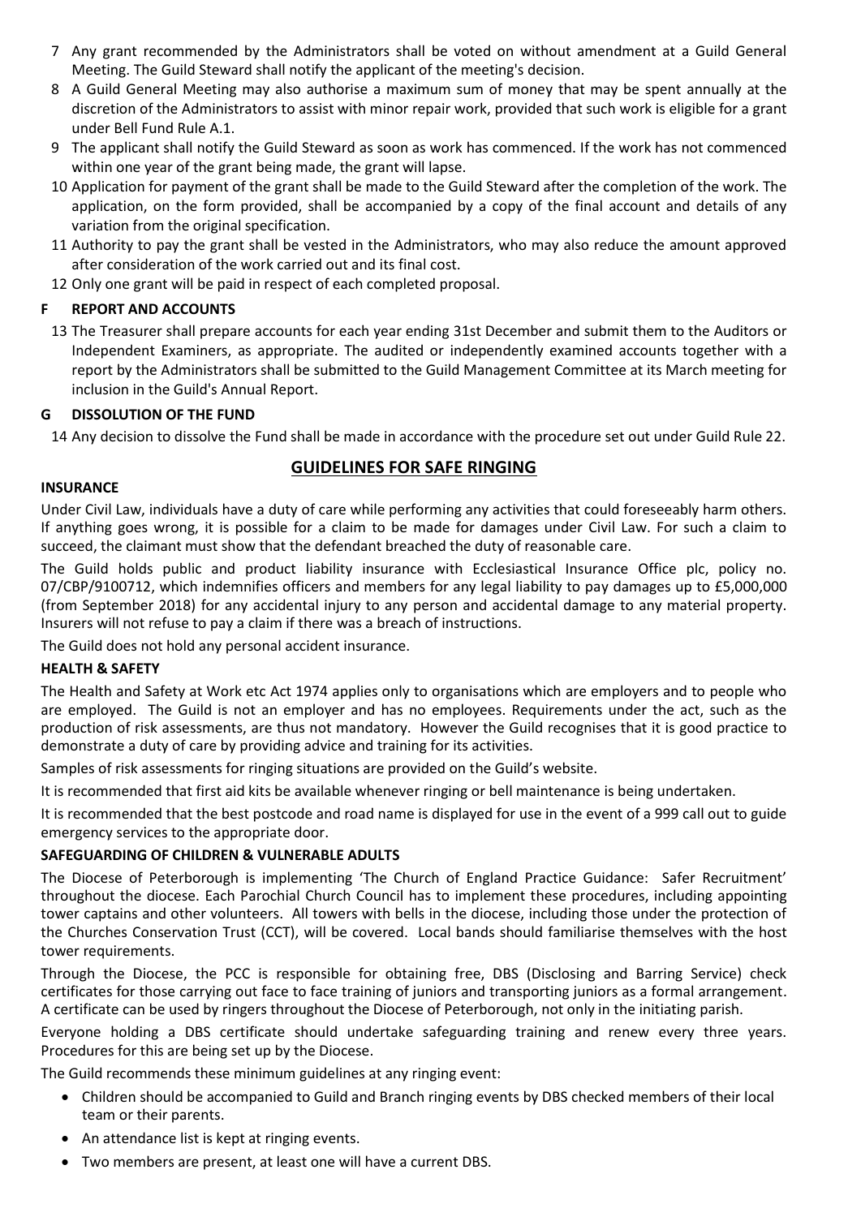7 Any grant recommended by the Administrators shall be voted on without amendment at a Guild General Meeting. The Guild Steward shall notify the applicant of the meeting's decision.

8 A Guild General Meeting may also authorise a maximum sum of money that may be spent annually at the discretion of the Administrators to assist with minor repair work, provided that such work is eligible for a grant under Bell Fund Rule A.1.

9 The applicant shall notify the Guild Steward as soon as work has commenced. If the work has not commenced within one year of the grant being made, the grant will lapse.

10 Application for payment of the grant shall be made to the Guild Steward after the completion of the work. The application, on the form provided, shall be accompanied by a copy of the final account and details of any variation from the original specification.

11 Authority to pay the grant shall be vested in the Administrators, who may also reduce the amount approved after consideration of the work carried out and its final cost.

12 Only one grant will be paid in respect of each completed proposal.

**F REPORT AND ACCOUNTS**

13 The Treasurer shall prepare accounts for each year ending 31st December and submit them to the Auditors or Independent Examiners, as appropriate. The audited or independently examined accounts together with a report by the Administrators shall be submitted to the Guild Management Committee at its March meeting for inclusion in the Guild's Annual Report.

**G DISSOLUTION OF THE FUND**

14 Any decision to dissolve the Fund shall be made in accordance with the procedure set out under Guild Rule 22.

## GUIDELINES FOR SAFE RINGING

**INSURANCE**

Under Civil Law, individuals have a duty of care while performing any activities that could foreseeably harm others. If anything goes wrong, it is possible for a claim to be made for damages under Civil Law. For such a claim to succeed, the claimant must show that the defendant breached the duty of reasonable care.

The Guild holds public and product liability insurance with Ecclesiastical Insurance Office plc, policy no. 07/CBP/9100712, which indemnifies officers and members for any legal liability to pay damages up to £5,000,000 (from September 2018) for any accidental injury to any person and accidental damage to any material property. Insurers will not refuse to pay a claim if there was a breach of instructions.

The Guild does not hold any personal accident insurance.

**HEALTH & SAFETY**

The Health and Safety at Work etc Act 1974 applies only to organisations which are employers and to people who are employed. The Guild is not an employer and has no employees. Requirements under the act, such as the production of risk assessments, are thus not mandatory. However the Guild recognises that it is good practice to demonstrate a duty of care by providing advice and training for its activities.

Samples of risk assessments for ringing situations are provided on the Guild's website.

It is recommended that first aid kits be available whenever ringing or bell maintenance is being undertaken.

It is recommended that the best postcode and road name is displayed for use in the event of a 999 call out to guide emergency services to the appropriate door.

**SAFEGUARDING OF CHILDREN & VULNERABLE ADULTS**

The Diocese of Peterborough is implementing 'The Church of England Practice Guidance: Safer Recruitment' throughout the diocese. Each Parochial Church Council has to implement these procedures, including appointing tower captains and other volunteers. All towers with bells in the diocese, including those under the protection of the Churches Conservation Trust (CCT), will be covered. Local bands should familiarise themselves with the host tower requirements.

Through the Diocese, the PCC is responsible for obtaining free, DBS (Disclosing and Barring Service) check certificates for those carrying out face to face training of juniors and transporting juniors as a formal arrangement. A certificate can be used by ringers throughout the Diocese of Peterborough, not only in the initiating parish.

Everyone holding a DBS certificate should undertake safeguarding training and renew every three years. Procedures for this are being set up by the Diocese.

The Guild recommends these minimum guidelines at any ringing event:

- Children should be accompanied to Guild and Branch ringing events by DBS checked members of their local team or their parents.
- An attendance list is kept at ringing events.
- Two members are present, at least one will have a current DBS.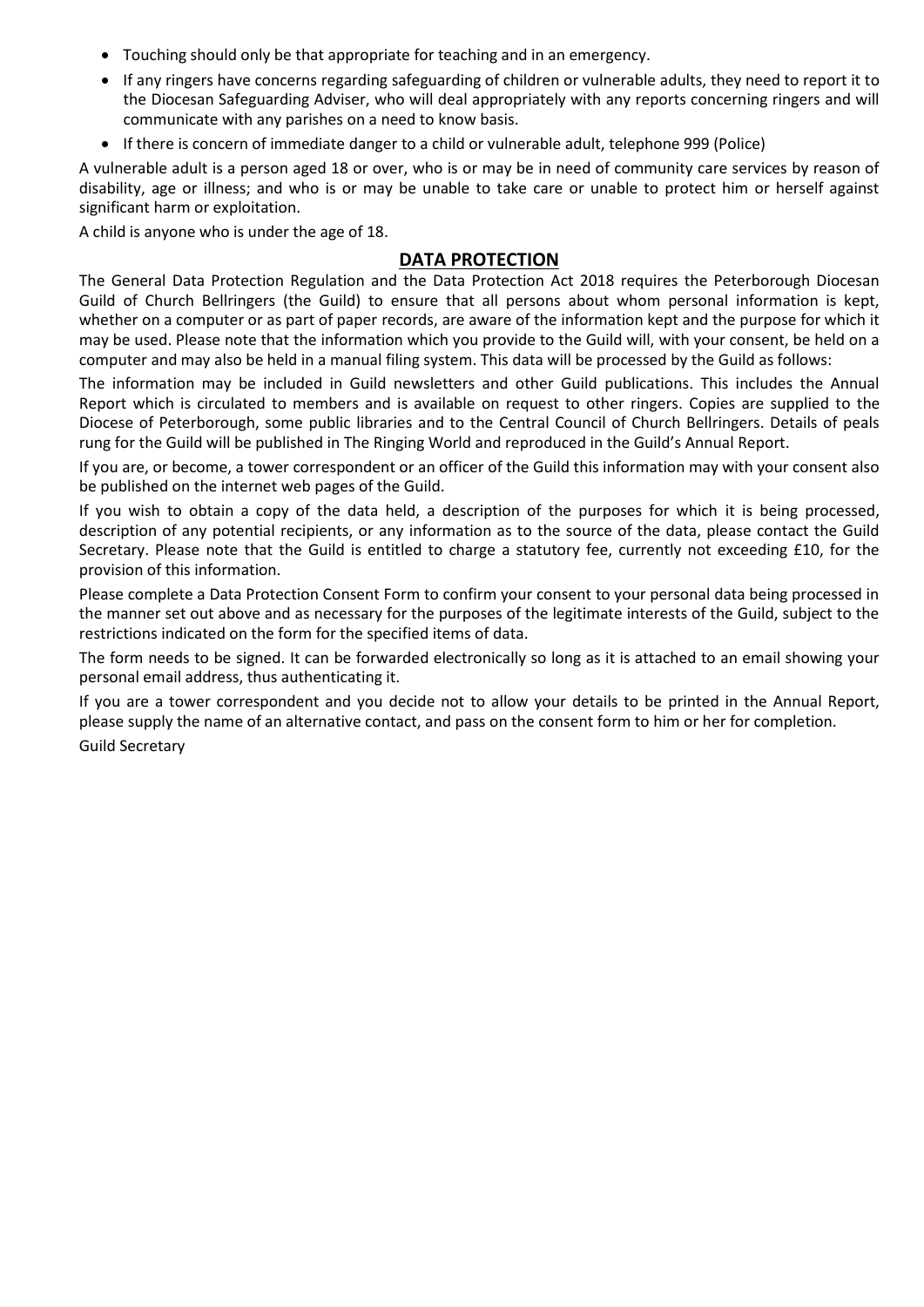- Touching should only be that appropriate for teaching and in an emergency.
- If any ringers have concerns regarding safeguarding of children or vulnerable adults, they need to report it to the Diocesan Safeguarding Adviser, who will deal appropriately with any reports concerning ringers and will communicate with any parishes on a need to know basis.
- If there is concern of immediate danger to a child or vulnerable adult, telephone 999 (Police)

A vulnerable adult is a person aged 18 or over, who is or may be in need of community care services by reason of disability, age or illness; and who is or may be unable to take care or unable to protect him or herself against significant harm or exploitation.

A child is anyone who is under the age of 18.

## DATA PROTECTION

The General Data Protection Regulation and the Data Protection Act 2018 requires the Peterborough Diocesan Guild of Church Bellringers (the Guild) to ensure that all persons about whom personal information is kept, whether on a computer or as part of paper records, are aware of the information kept and the purpose for which it may be used. Please note that the information which you provide to the Guild will, with your consent, be held on a computer and may also be held in a manual filing system. This data will be processed by the Guild as follows:

The information may be included in Guild newsletters and other Guild publications. This includes the Annual Report which is circulated to members and is available on request to other ringers. Copies are supplied to the Diocese of Peterborough, some public libraries and to the Central Council of Church Bellringers. Details of peals rung for the Guild will be published in The Ringing World and reproduced in the Guild's Annual Report.

If you are, or become, a tower correspondent or an officer of the Guild this information may with your consent also be published on the internet web pages of the Guild.

If you wish to obtain a copy of the data held, a description of the purposes for which it is being processed, description of any potential recipients, or any information as to the source of the data, please contact the Guild Secretary. Please note that the Guild is entitled to charge a statutory fee, currently not exceeding £10, for the provision of this information.

Please complete a Data Protection Consent Form to confirm your consent to your personal data being processed in the manner set out above and as necessary for the purposes of the legitimate interests of the Guild, subject to the restrictions indicated on the form for the specified items of data.

The form needs to be signed. It can be forwarded electronically so long as it is attached to an email showing your personal email address, thus authenticating it.

If you are a tower correspondent and you decide not to allow your details to be printed in the Annual Report, please supply the name of an alternative contact, and pass on the consent form to him or her for completion.

Guild Secretary